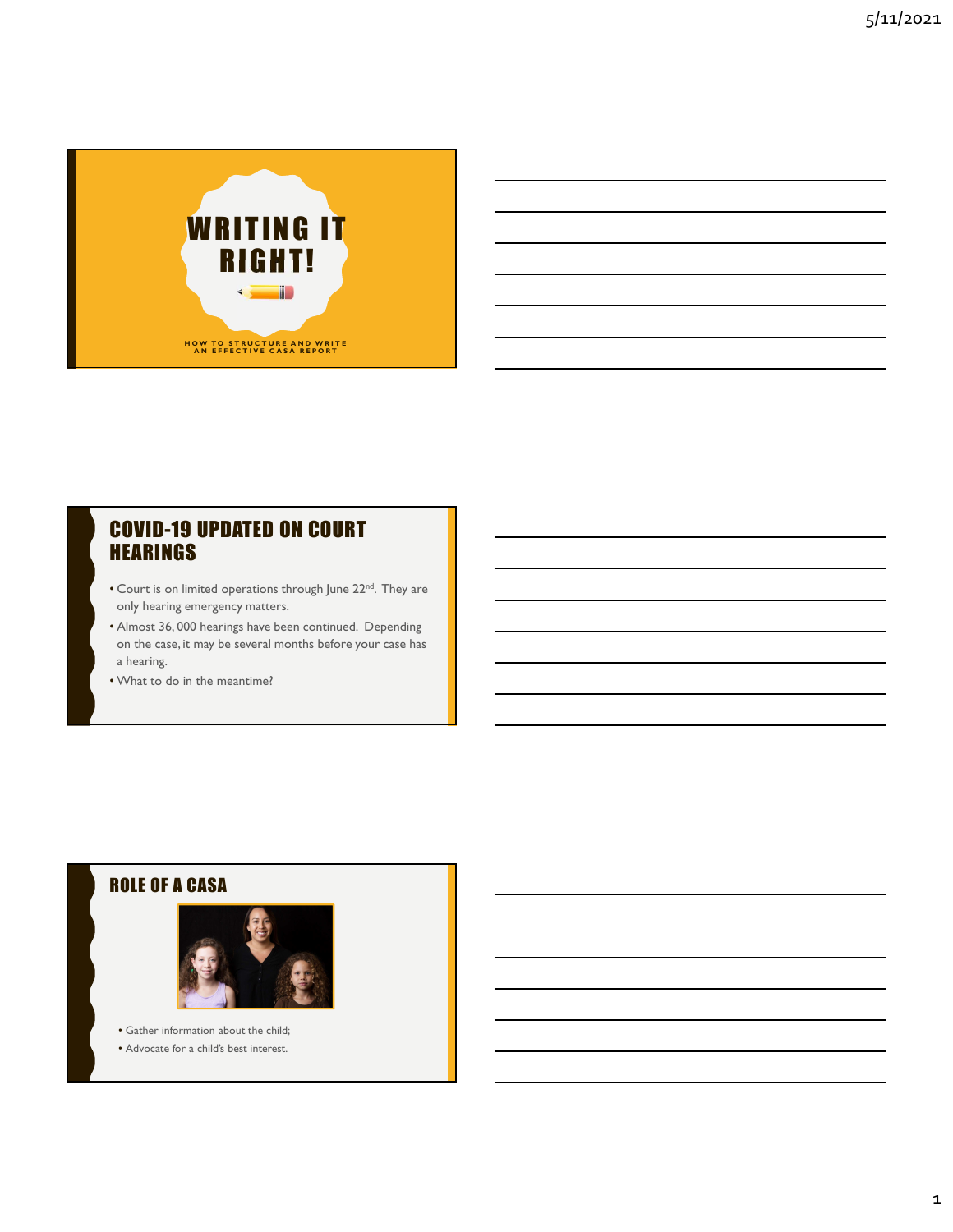# WRITING IT RIGHT!

HOW TO STRUCTURE AND WRITE AN EFFECTIVE CASA REPORT

## COVID-19 UPDATED ON COURT HEARINGS

- Court is on limited operations through June 22nd. They are only hearing emergency matters.
- Almost 36, 000 hearings have been continued. Depending on the case, it may be several months before your case has a hearing.
- What to do in the meantime?

## ROLE OF A CASA

- Gather information about the child;
- Advocate for a child's best interest.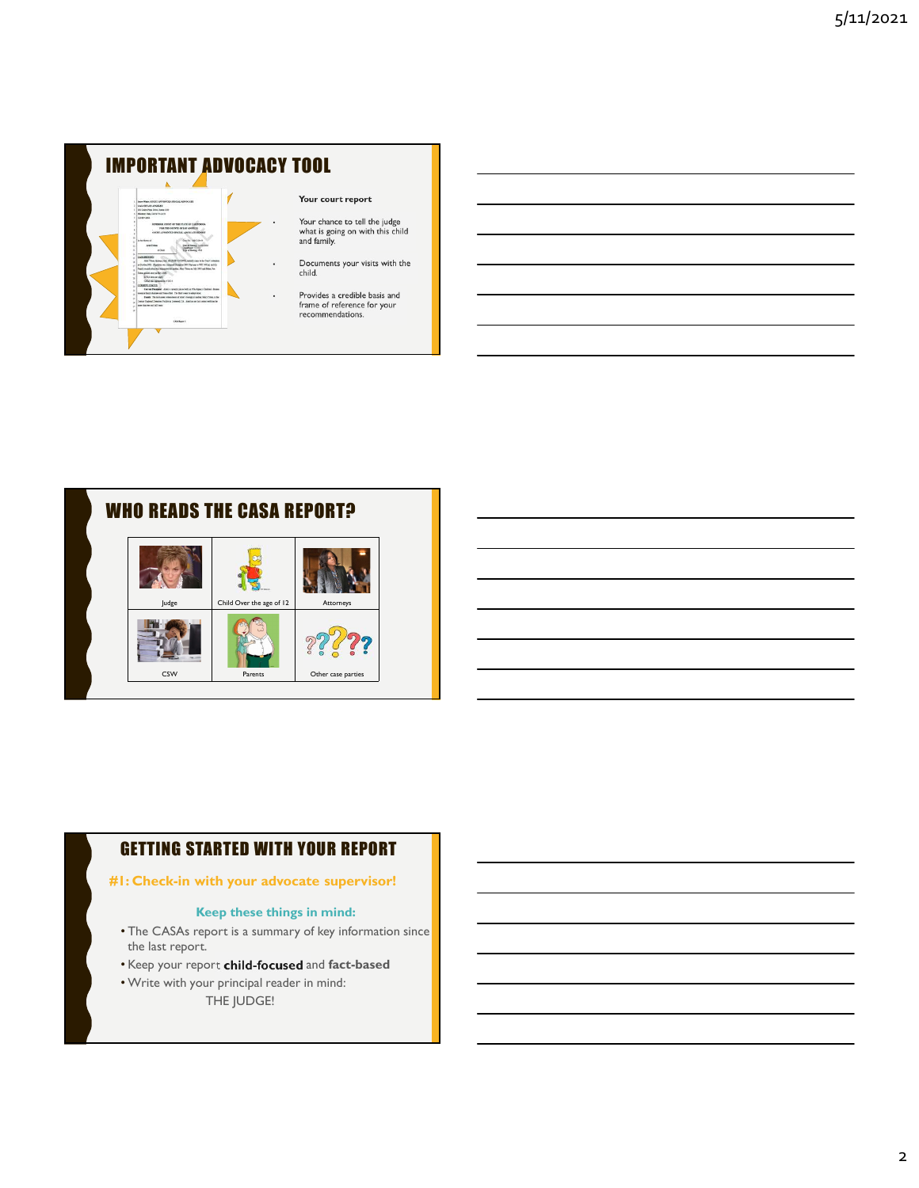## IMPORTANT ADVOCACY TOOL

**Your court report**

- Your chance to tell the judge what is going on with this child and family.
- Documents your visits with the child.
- Provides a credible basis and frame of reference for your recommendations.

## WHO READS THE CASA REPORT?

| | | |
|---|---|---|
| Judge | Child Over the age of 12 | Attorneys |
| CSW | Parents | Other case parties |

## GETTING STARTED WITH YOUR REPORT

**#1: Check-in with your advocate supervisor!**

**Keep these things in mind:**

- The CASAs report is a summary of key information since the last report.
- Keep your report **child-focused** and **fact-based**
- Write with your principal reader in mind:
  THE JUDGE!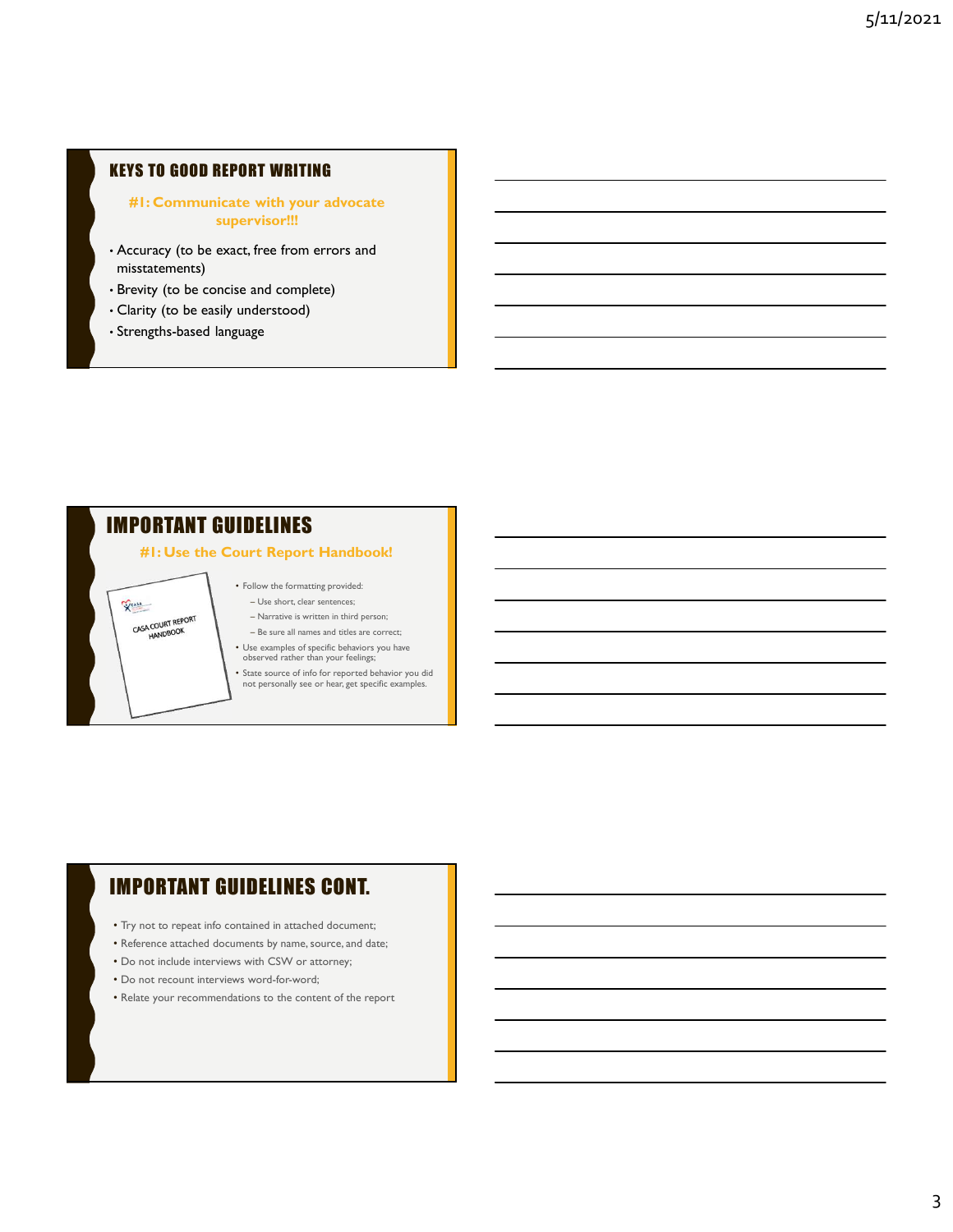## KEYS TO GOOD REPORT WRITING

**#1: Communicate with your advocate supervisor!!!**

- Accuracy (to be exact, free from errors and misstatements)
- Brevity (to be concise and complete)
- Clarity (to be easily understood)
- Strengths-based language

## IMPORTANT GUIDELINES

**#1: Use the Court Report Handbook!**

CASA COURT REPORT HANDBOOK

- Follow the formatting provided:
  - Use short, clear sentences;
  - Narrative is written in third person;
  - Be sure all names and titles are correct;
- Use examples of specific behaviors you have observed rather than your feelings;
- State source of info for reported behavior you did not personally see or hear, get specific examples.

## IMPORTANT GUIDELINES CONT.

- Try not to repeat info contained in attached document;
- Reference attached documents by name, source, and date;
- Do not include interviews with CSW or attorney;
- Do not recount interviews word-for-word;
- Relate your recommendations to the content of the report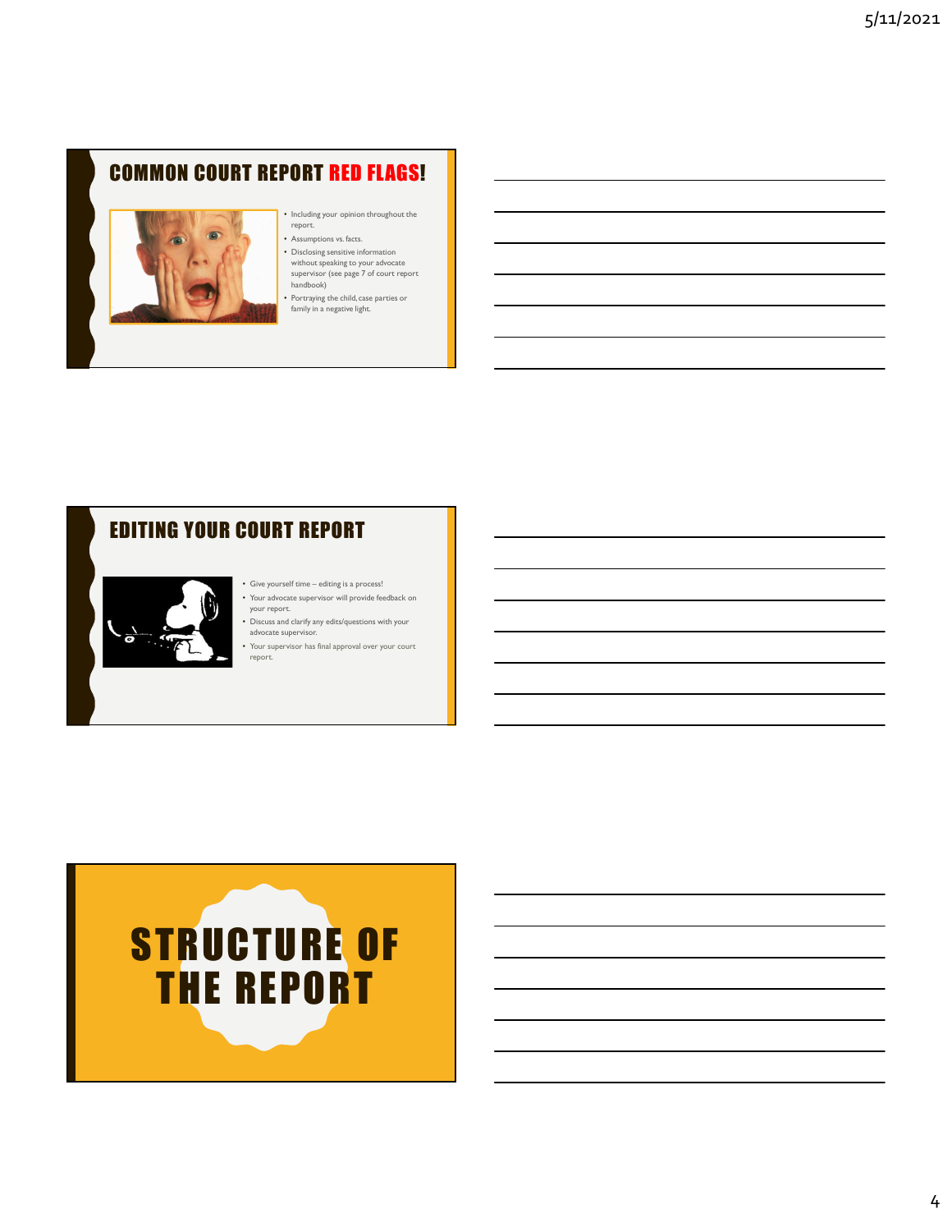## COMMON COURT REPORT RED FLAGS!

- Including your opinion throughout the report.
- Assumptions vs. facts.
- Disclosing sensitive information without speaking to your advocate supervisor (see page 7 of court report handbook)
- Portraying the child, case parties or family in a negative light.

## EDITING YOUR COURT REPORT

- Give yourself time – editing is a process!
- Your advocate supervisor will provide feedback on your report.
- Discuss and clarify any edits/questions with your advocate supervisor.
- Your supervisor has final approval over your court report.

## STRUCTURE OF THE REPORT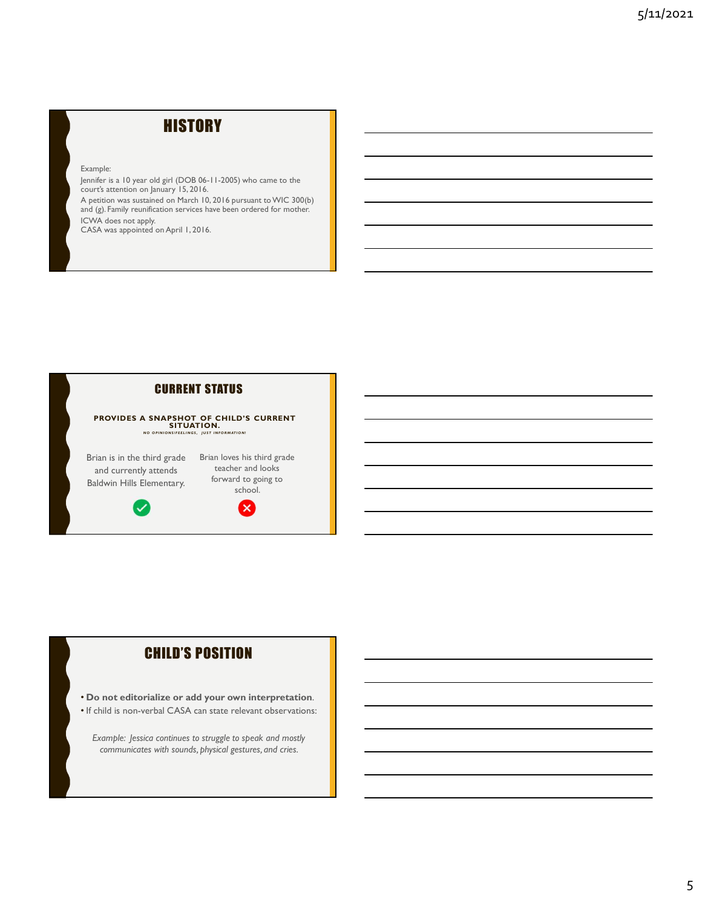## HISTORY

Example:

Jennifer is a 10 year old girl (DOB 06-11-2005) who came to the court's attention on January 15, 2016.

A petition was sustained on March 10, 2016 pursuant to WIC 300(b) and (g). Family reunification services have been ordered for mother.

ICWA does not apply.

CASA was appointed on April 1, 2016.

## CURRENT STATUS

**PROVIDES A SNAPSHOT OF CHILD'S CURRENT SITUATION.**

***NO OPINIONS/FEELINGS, JUST INFORMATION!***

Brian is in the third grade and currently attends Baldwin Hills Elementary. ✓

Brian loves his third grade teacher and looks forward to going to school. ✗

## CHILD'S POSITION

- **Do not editorialize or add your own interpretation**.
- If child is non-verbal CASA can state relevant observations:

*Example: Jessica continues to struggle to speak and mostly communicates with sounds, physical gestures, and cries.*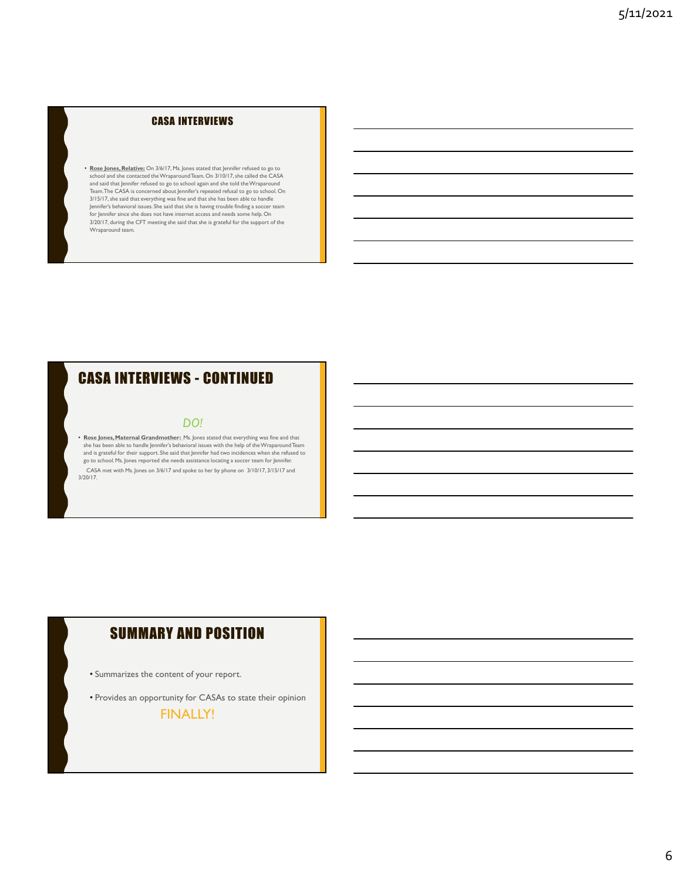## CASA INTERVIEWS

- **Rose Jones, Relative:** On 3/6/17, Ms. Jones stated that Jennifer refused to go to school and she contacted the Wraparound Team. On 3/10/17, she called the CASA and said that Jennifer refused to go to school again and she told the Wraparound Team. The CASA is concerned about Jennifer's repeated refusal to go to school. On 3/15/17, she said that everything was fine and that she has been able to handle Jennifer's behavioral issues. She said that she is having trouble finding a soccer team for Jennifer since she does not have internet access and needs some help. On 3/20/17, during the CFT meeting she said that she is grateful for the support of the Wraparound team.

## CASA INTERVIEWS - CONTINUED

*DO!*

- **Rose Jones, Maternal Grandmother:** Ms. Jones stated that everything was fine and that she has been able to handle Jennifer's behavioral issues with the help of the Wraparound Team and is grateful for their support. She said that Jennifer had two incidences when she refused to go to school. Ms. Jones reported she needs assistance locating a soccer team for Jennifer.

CASA met with Ms. Jones on 3/6/17 and spoke to her by phone on 3/10/17, 3/15/17 and 3/20/17.

## SUMMARY AND POSITION

- Summarizes the content of your report.
- Provides an opportunity for CASAs to state their opinion

FINALLY!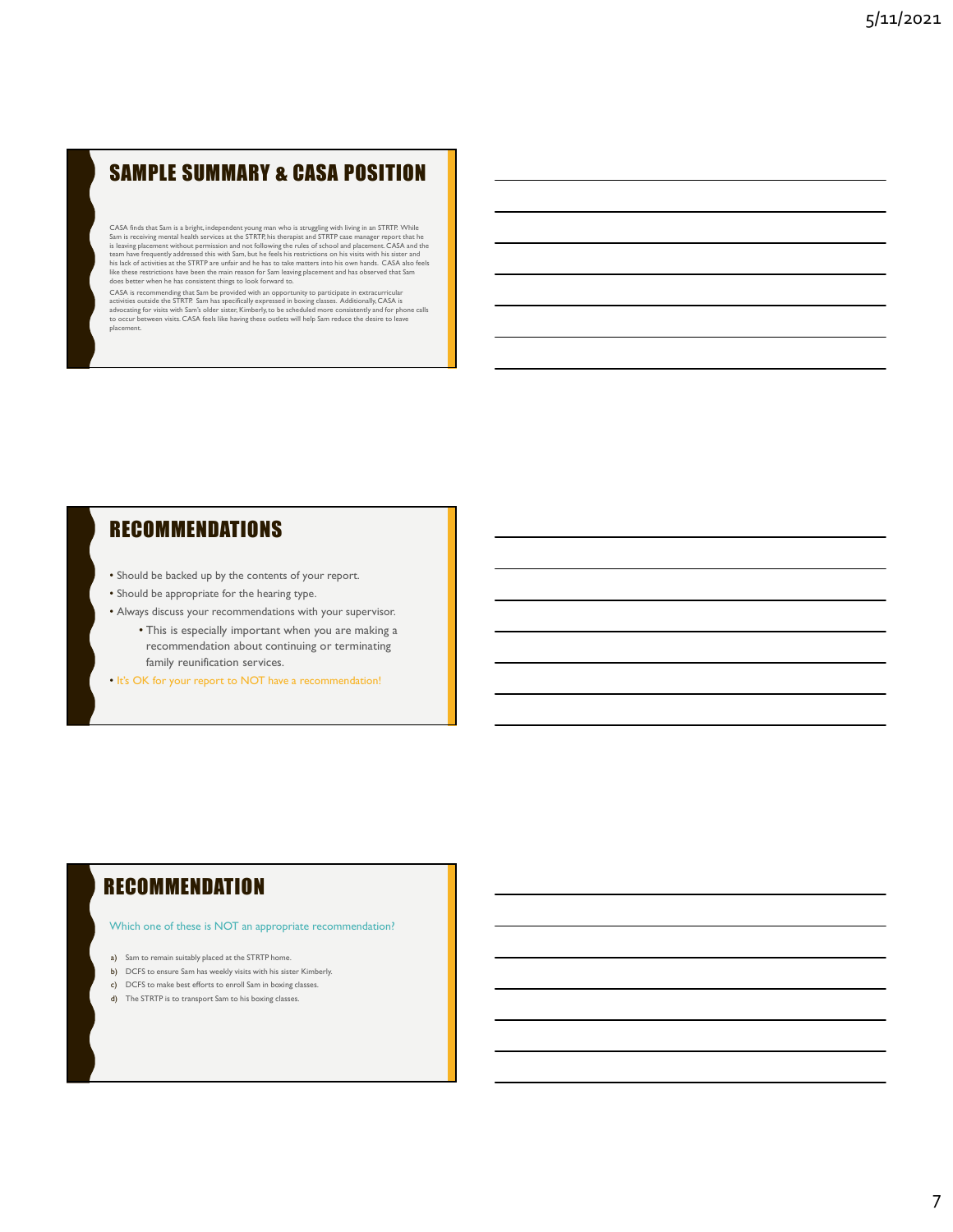## SAMPLE SUMMARY & CASA POSITION

CASA finds that Sam is a bright, independent young man who is struggling with living in an STRTP. While Sam is receiving mental health services at the STRTP, his therapist and STRTP case manager report that he is leaving placement without permission and not following the rules of school and placement. CASA and the team have frequently addressed this with Sam, but he feels his restrictions on his visits with his sister and his lack of activities at the STRTP are unfair and he has to take matters into his own hands. CASA also feels like these restrictions have been the main reason for Sam leaving placement and has observed that Sam does better when he has consistent things to look forward to.

CASA is recommending that Sam be provided with an opportunity to participate in extracurricular activities outside the STRTP. Sam has specifically expressed in boxing classes. Additionally, CASA is advocating for visits with Sam's older sister, Kimberly, to be scheduled more consistently and for phone calls to occur between visits. CASA feels like having these outlets will help Sam reduce the desire to leave placement.

## RECOMMENDATIONS

- Should be backed up by the contents of your report.
- Should be appropriate for the hearing type.
- Always discuss your recommendations with your supervisor.
  - This is especially important when you are making a recommendation about continuing or terminating family reunification services.
- It's OK for your report to NOT have a recommendation!

## RECOMMENDATION

Which one of these is NOT an appropriate recommendation?

a) Sam to remain suitably placed at the STRTP home.
b) DCFS to ensure Sam has weekly visits with his sister Kimberly.
c) DCFS to make best efforts to enroll Sam in boxing classes.
d) The STRTP is to transport Sam to his boxing classes.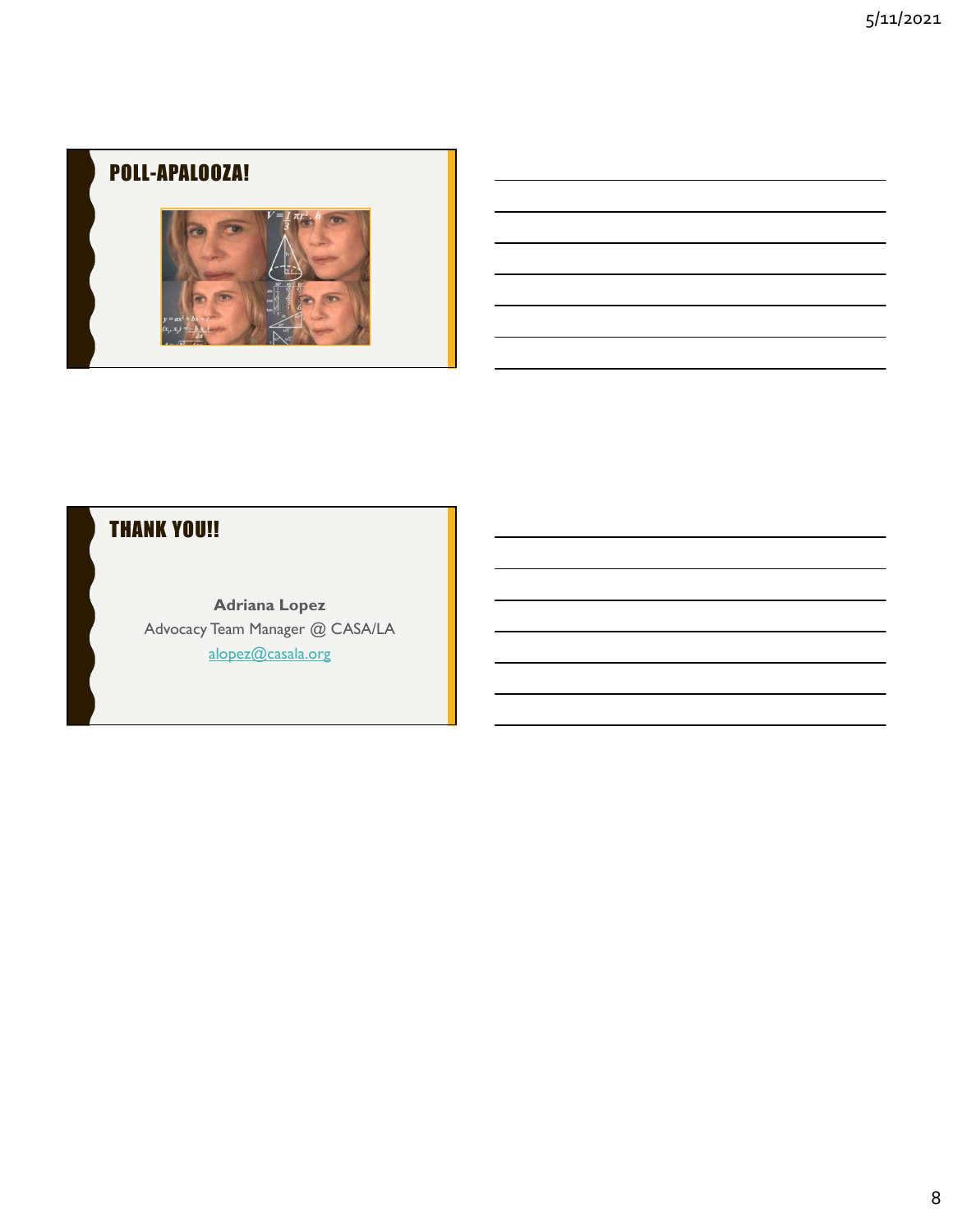## POLL-APALOOZA!

## THANK YOU!!

**Adriana Lopez**

Advocacy Team Manager @ CASA/LA

alopez@casala.org